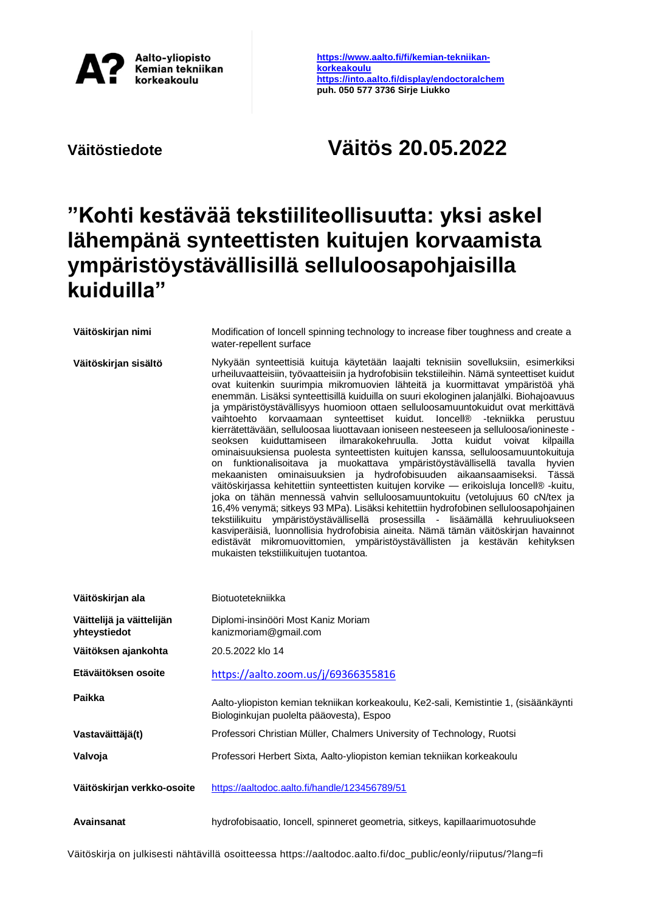Aalto-yliopisto
Kemian tekniikan
korkeakoulu

https://www.aalto.fi/fi/kemian-tekniikan-korkeakoulu
https://into.aalto.fi/display/endoctoralchem
**puh. 050 577 3736 Sirje Liukko**

**Väitöstiedote**

# Väitös 20.05.2022

# ”Kohti kestävää tekstiiliteollisuutta: yksi askel lähempänä synteettisten kuitujen korvaamista ympäristöystävällisillä selluloosapohjaisilla kuiduilla”

| | |
|---|---|
| **Väitöskirjan nimi** | Modification of Ioncell spinning technology to increase fiber toughness and create a water-repellent surface |
| **Väitöskirjan sisältö** | Nykyään synteettisiä kuituja käytetään laajalti teknisiin sovelluksiin, esimerkiksi urheiluvaatteisiin, työvaatteisiin ja hydrofobisiin tekstiileihin. Nämä synteettiset kuidut ovat kuitenkin suurimpia mikromuovien lähteitä ja kuormittavat ympäristöä yhä enemmän. Lisäksi synteettisillä kuiduilla on suuri ekologinen jalanjälki. Biohajoavuus ja ympäristöystävällisyys huomioon ottaen selluloosamuuntokuidut ovat merkittävä vaihtoehto korvaamaan synteettiset kuidut. Ioncell® -tekniikka perustuu kierrätettävään, selluloosaa liuottavaan ioniseen nesteeseen ja selluloosa/ionineste -seoksen kuiduttamiseen ilmarakokehruulla. Jotta kuidut voivat kilpailla ominaisuuksiensa puolesta synteettisten kuitujen kanssa, selluloosamuuntokuituja on funktionalisoitava ja muokattava ympäristöystävällisellä tavalla hyvien mekaanisten ominaisuuksien ja hydrofobisuuden aikaansaamiseksi. Tässä väitöskirjassa kehitettiin synteettisten kuitujen korvike — erikoisluja Ioncell® -kuitu, joka on tähän mennessä vahvin selluloosamuuntokuitu (vetolujuus 60 cN/tex ja 16,4% venymä; sitkeys 93 MPa). Lisäksi kehitettiin hydrofobinen selluloosapohjainen tekstiilikuitu ympäristöystävällisellä prosessilla - lisäämällä kehruuliuokseen kasviperäisiä, luonnollisia hydrofobisia aineita. Nämä tämän väitöskirjan havainnot edistävät mikromuovittomien, ympäristöystävällisten ja kestävän kehityksen mukaisten tekstiilikuitujen tuotantoa. |
| **Väitöskirjan ala** | Biotuotetekniikka |
| **Väittelijä ja väittelijän yhteystiedot** | Diplomi-insinööri Most Kaniz Moriam<br>kanizmoriam@gmail.com |
| **Väitöksen ajankohta** | 20.5.2022 klo 14 |
| **Etäväitöksen osoite** | https://aalto.zoom.us/j/69366355816 |
| **Paikka** | Aalto-yliopiston kemian tekniikan korkeakoulu, Ke2-sali, Kemistintie 1, (sisäänkäynti Biologinkujan puolelta pääovesta), Espoo |
| **Vastaväittäjä(t)** | Professori Christian Müller, Chalmers University of Technology, Ruotsi |
| **Valvoja** | Professori Herbert Sixta, Aalto-yliopiston kemian tekniikan korkeakoulu |
| **Väitöskirjan verkko-osoite** | https://aaltodoc.aalto.fi/handle/123456789/51 |
| **Avainsanat** | hydrofobisaatio, Ioncell, spinneret geometria, sitkeys, kapillaarimuotosuhde |

Väitöskirja on julkisesti nähtävillä osoitteessa https://aaltodoc.aalto.fi/doc_public/eonly/riiputus/?lang=fi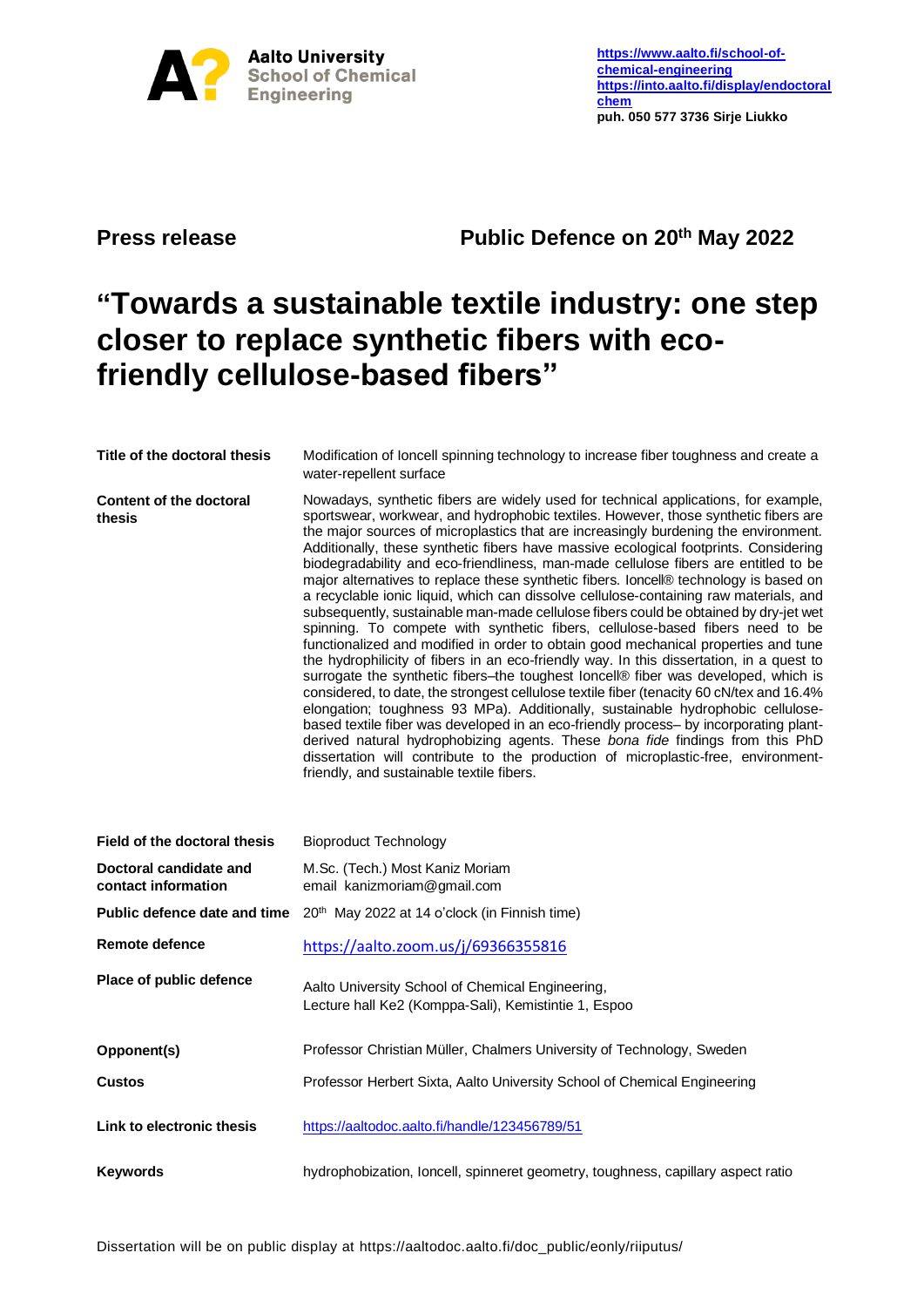Aalto University
School of Chemical Engineering

https://www.aalto.fi/school-of-chemical-engineering
https://into.aalto.fi/display/endoctoralchem
**puh. 050 577 3736 Sirje Liukko**

**Press release** **Public Defence on 20th May 2022**

# "Towards a sustainable textile industry: one step closer to replace synthetic fibers with eco-friendly cellulose-based fibers"

| | |
|---|---|
| **Title of the doctoral thesis** | Modification of Ioncell spinning technology to increase fiber toughness and create a water-repellent surface |
| **Content of the doctoral thesis** | Nowadays, synthetic fibers are widely used for technical applications, for example, sportswear, workwear, and hydrophobic textiles. However, those synthetic fibers are the major sources of microplastics that are increasingly burdening the environment. Additionally, these synthetic fibers have massive ecological footprints. Considering biodegradability and eco-friendliness, man-made cellulose fibers are entitled to be major alternatives to replace these synthetic fibers. Ioncell® technology is based on a recyclable ionic liquid, which can dissolve cellulose-containing raw materials, and subsequently, sustainable man-made cellulose fibers could be obtained by dry-jet wet spinning. To compete with synthetic fibers, cellulose-based fibers need to be functionalized and modified in order to obtain good mechanical properties and tune the hydrophilicity of fibers in an eco-friendly way. In this dissertation, in a quest to surrogate the synthetic fibers–the toughest Ioncell® fiber was developed, which is considered, to date, the strongest cellulose textile fiber (tenacity 60 cN/tex and 16.4% elongation; toughness 93 MPa). Additionally, sustainable hydrophobic cellulose-based textile fiber was developed in an eco-friendly process– by incorporating plant-derived natural hydrophobizing agents. These *bona fide* findings from this PhD dissertation will contribute to the production of microplastic-free, environment-friendly, and sustainable textile fibers. |
| **Field of the doctoral thesis** | Bioproduct Technology |
| **Doctoral candidate and contact information** | M.Sc. (Tech.) Most Kaniz Moriam<br>email kanizmoriam@gmail.com |
| **Public defence date and time** | 20th May 2022 at 14 o'clock (in Finnish time) |
| **Remote defence** | https://aalto.zoom.us/j/69366355816 |
| **Place of public defence** | Aalto University School of Chemical Engineering,<br>Lecture hall Ke2 (Komppa-Sali), Kemistintie 1, Espoo |
| **Opponent(s)** | Professor Christian Müller, Chalmers University of Technology, Sweden |
| **Custos** | Professor Herbert Sixta, Aalto University School of Chemical Engineering |
| **Link to electronic thesis** | https://aaltodoc.aalto.fi/handle/123456789/51 |
| **Keywords** | hydrophobization, Ioncell, spinneret geometry, toughness, capillary aspect ratio |

Dissertation will be on public display at https://aaltodoc.aalto.fi/doc_public/eonly/riiputus/